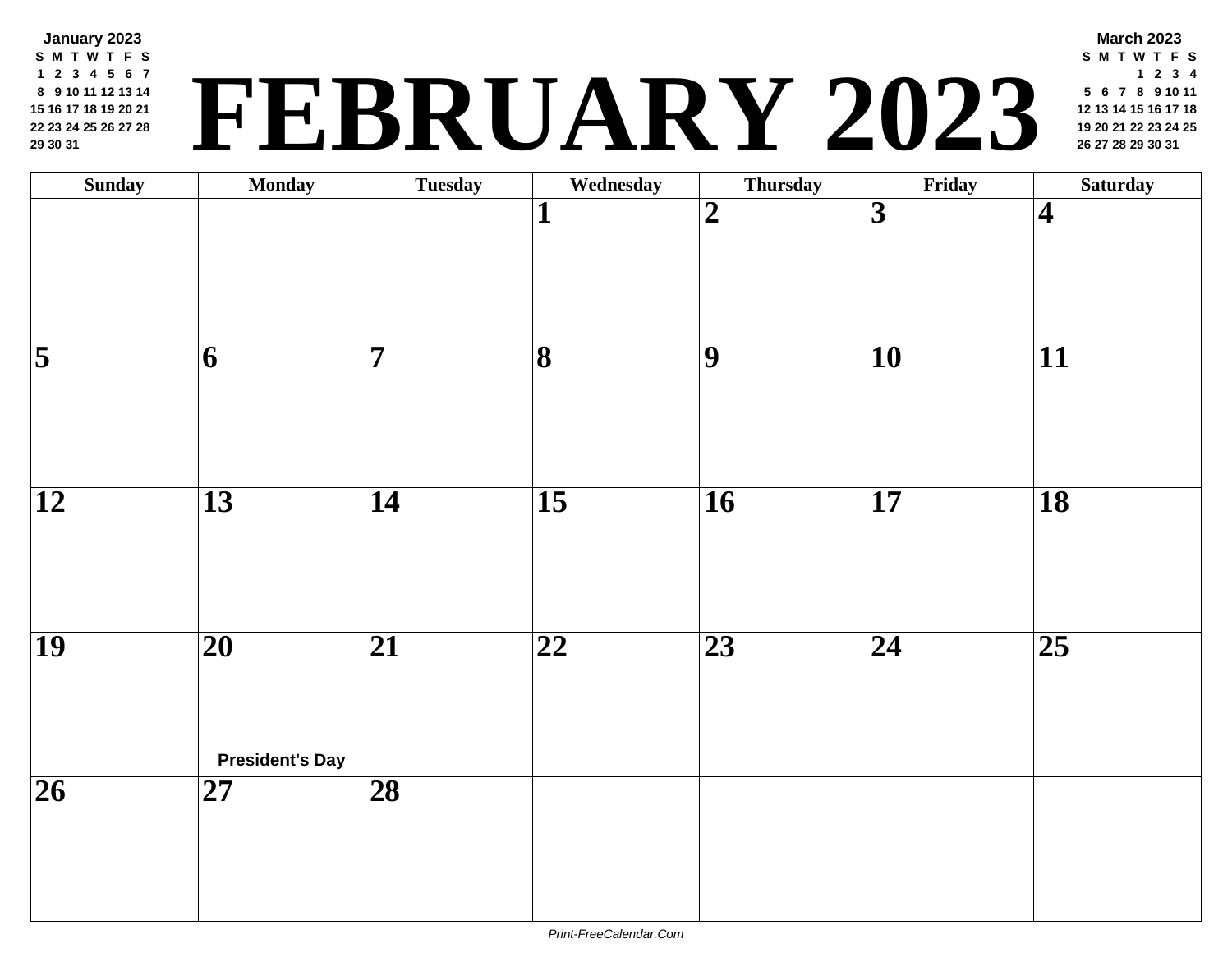# FEBRUARY 2023

**January 2023**

| S | M | T | W | T | F | S |
|---|---|---|---|---|---|---|
| 1 | 2 | 3 | 4 | 5 | 6 | 7 |
| 8 | 9 | 10 | 11 | 12 | 13 | 14 |
| 15 | 16 | 17 | 18 | 19 | 20 | 21 |
| 22 | 23 | 24 | 25 | 26 | 27 | 28 |
| 29 | 30 | 31 | | | | |

**March 2023**

| S | M | T | W | T | F | S |
|---|---|---|---|---|---|---|
| | | | 1 | 2 | 3 | 4 |
| 5 | 6 | 7 | 8 | 9 | 10 | 11 |
| 12 | 13 | 14 | 15 | 16 | 17 | 18 |
| 19 | 20 | 21 | 22 | 23 | 24 | 25 |
| 26 | 27 | 28 | 29 | 30 | 31 | |

| Sunday | Monday | Tuesday | Wednesday | Thursday | Friday | Saturday |
|---|---|---|---|---|---|---|
| | | | 1 | 2 | 3 | 4 |
| 5 | 6 | 7 | 8 | 9 | 10 | 11 |
| 12 | 13 | 14 | 15 | 16 | 17 | 18 |
| 19 | 20 President's Day | 21 | 22 | 23 | 24 | 25 |
| 26 | 27 | 28 | | | | |

Print-FreeCalendar.Com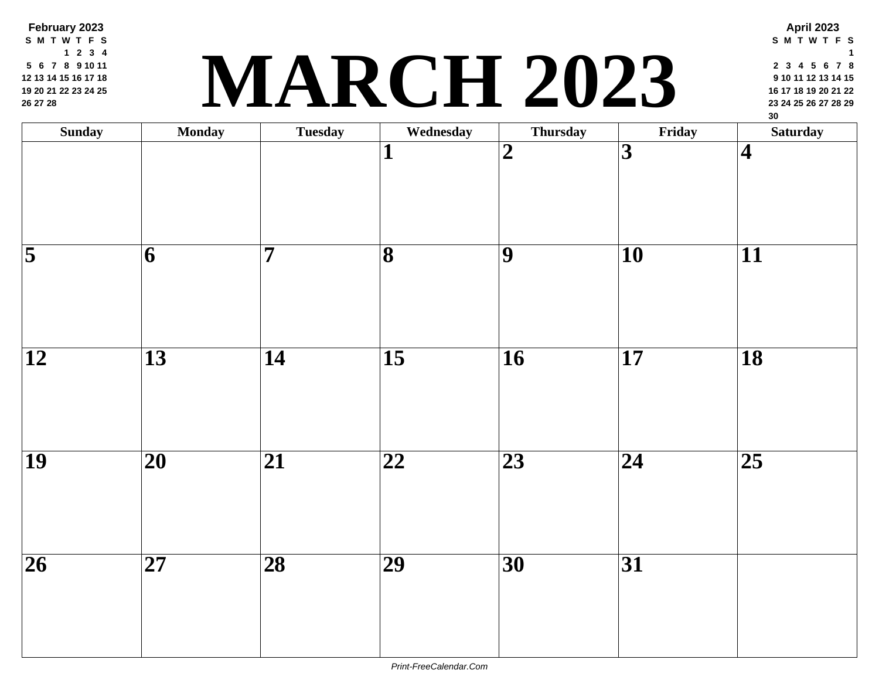# MARCH 2023

**February 2023**

| S | M | T | W | T | F | S |
|---|---|---|---|---|---|---|
| | | | 1 | 2 | 3 | 4 |
| 5 | 6 | 7 | 8 | 9 | 10 | 11 |
| 12 | 13 | 14 | 15 | 16 | 17 | 18 |
| 19 | 20 | 21 | 22 | 23 | 24 | 25 |
| 26 | 27 | 28 | | | | |

**April 2023**

| S | M | T | W | T | F | S |
|---|---|---|---|---|---|---|
| | | | | | | 1 |
| 2 | 3 | 4 | 5 | 6 | 7 | 8 |
| 9 | 10 | 11 | 12 | 13 | 14 | 15 |
| 16 | 17 | 18 | 19 | 20 | 21 | 22 |
| 23 | 24 | 25 | 26 | 27 | 28 | 29 |
| 30 | | | | | | |

| Sunday | Monday | Tuesday | Wednesday | Thursday | Friday | Saturday |
|---|---|---|---|---|---|---|
| | | | 1 | 2 | 3 | 4 |
| 5 | 6 | 7 | 8 | 9 | 10 | 11 |
| 12 | 13 | 14 | 15 | 16 | 17 | 18 |
| 19 | 20 | 21 | 22 | 23 | 24 | 25 |
| 26 | 27 | 28 | 29 | 30 | 31 | |

*Print-FreeCalendar.Com*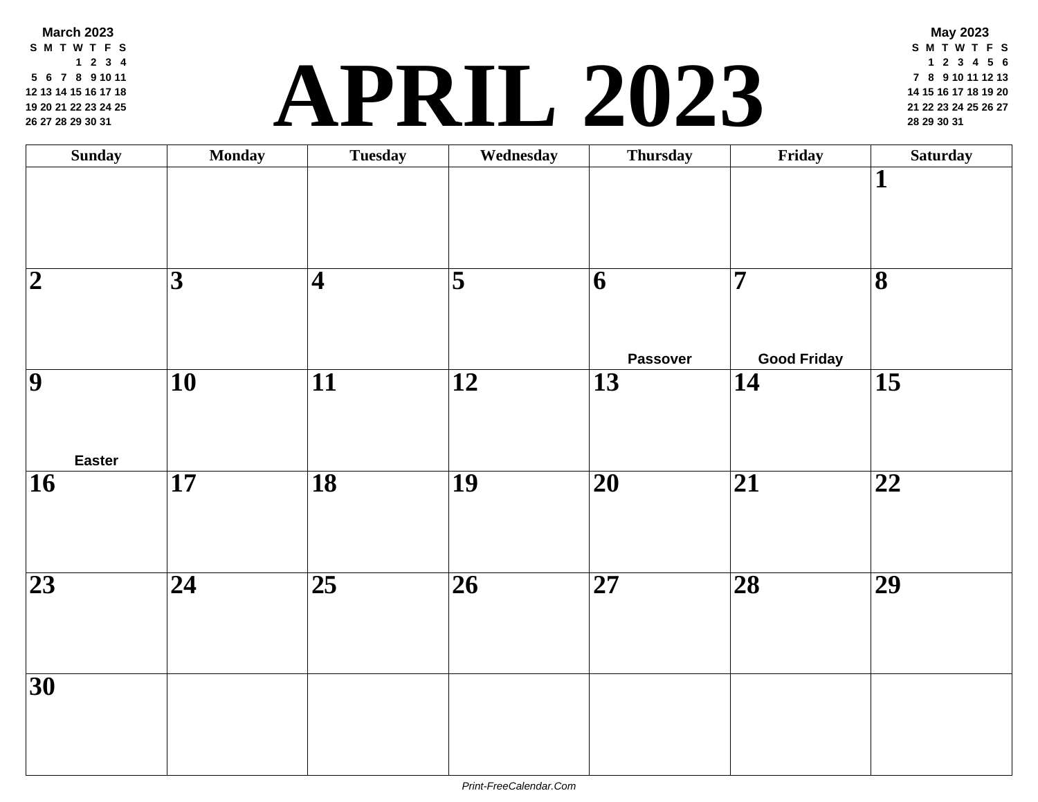| March 2023 | | | | | | |
|---|---|---|---|---|---|---|
| S | M | T | W | T | F | S |
| | | | 1 | 2 | 3 | 4 |
| 5 | 6 | 7 | 8 | 9 | 10 | 11 |
| 12 | 13 | 14 | 15 | 16 | 17 | 18 |
| 19 | 20 | 21 | 22 | 23 | 24 | 25 |
| 26 | 27 | 28 | 29 | 30 | 31 | |

# APRIL 2023

| May 2023 | | | | | | |
|---|---|---|---|---|---|---|
| S | M | T | W | T | F | S |
| | 1 | 2 | 3 | 4 | 5 | 6 |
| 7 | 8 | 9 | 10 | 11 | 12 | 13 |
| 14 | 15 | 16 | 17 | 18 | 19 | 20 |
| 21 | 22 | 23 | 24 | 25 | 26 | 27 |
| 28 | 29 | 30 | 31 | | | |

| Sunday | Monday | Tuesday | Wednesday | Thursday | Friday | Saturday |
|---|---|---|---|---|---|---|
| | | | | | | 1 |
| 2 | 3 | 4 | 5 | 6 Passover | 7 Good Friday | 8 |
| 9 Easter | 10 | 11 | 12 | 13 | 14 | 15 |
| 16 | 17 | 18 | 19 | 20 | 21 | 22 |
| 23 | 24 | 25 | 26 | 27 | 28 | 29 |
| 30 | | | | | | |

Print-FreeCalendar.Com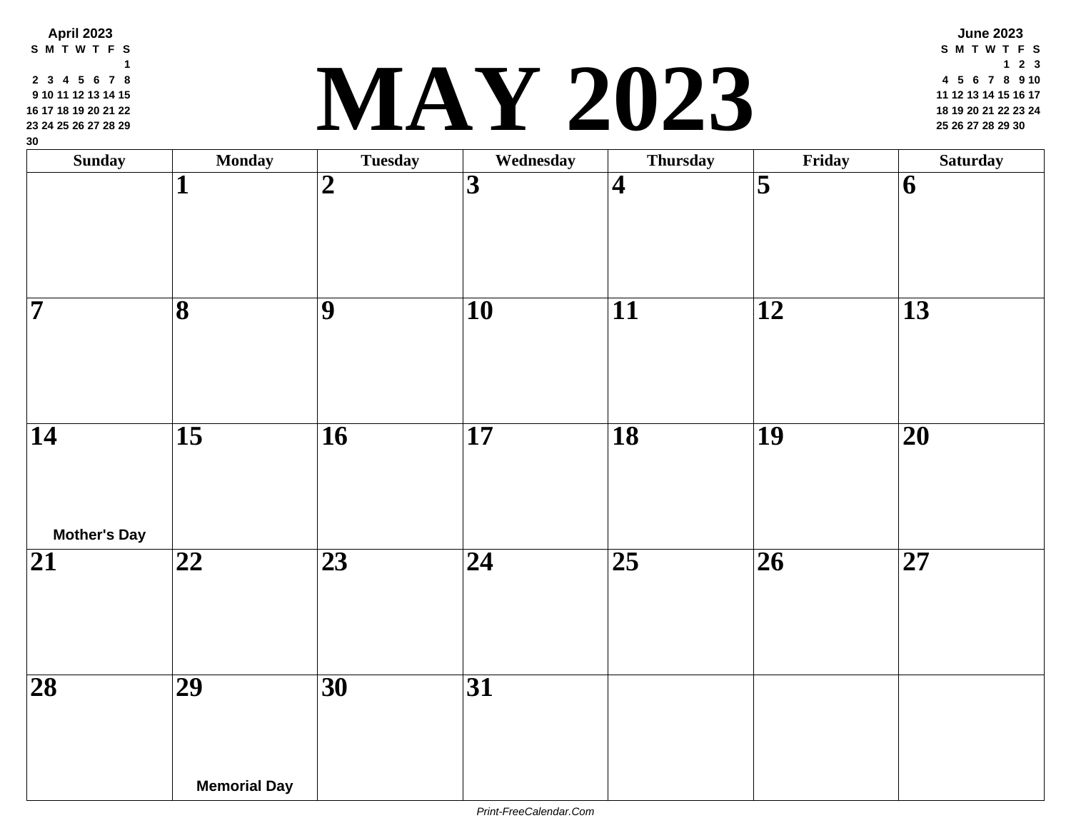# MAY 2023

**April 2023**

| S | M | T | W | T | F | S |
|---|---|---|---|---|---|---|
| | | | | | | 1 |
| 2 | 3 | 4 | 5 | 6 | 7 | 8 |
| 9 | 10 | 11 | 12 | 13 | 14 | 15 |
| 16 | 17 | 18 | 19 | 20 | 21 | 22 |
| 23 | 24 | 25 | 26 | 27 | 28 | 29 |
| 30 | | | | | | |

**June 2023**

| S | M | T | W | T | F | S |
|---|---|---|---|---|---|---|
| | | | | 1 | 2 | 3 |
| 4 | 5 | 6 | 7 | 8 | 9 | 10 |
| 11 | 12 | 13 | 14 | 15 | 16 | 17 |
| 18 | 19 | 20 | 21 | 22 | 23 | 24 |
| 25 | 26 | 27 | 28 | 29 | 30 | |

| Sunday | Monday | Tuesday | Wednesday | Thursday | Friday | Saturday |
|---|---|---|---|---|---|---|
| | 1 | 2 | 3 | 4 | 5 | 6 |
| 7 | 8 | 9 | 10 | 11 | 12 | 13 |
| 14 Mother's Day | 15 | 16 | 17 | 18 | 19 | 20 |
| 21 | 22 | 23 | 24 | 25 | 26 | 27 |
| 28 | 29 Memorial Day | 30 | 31 | | | |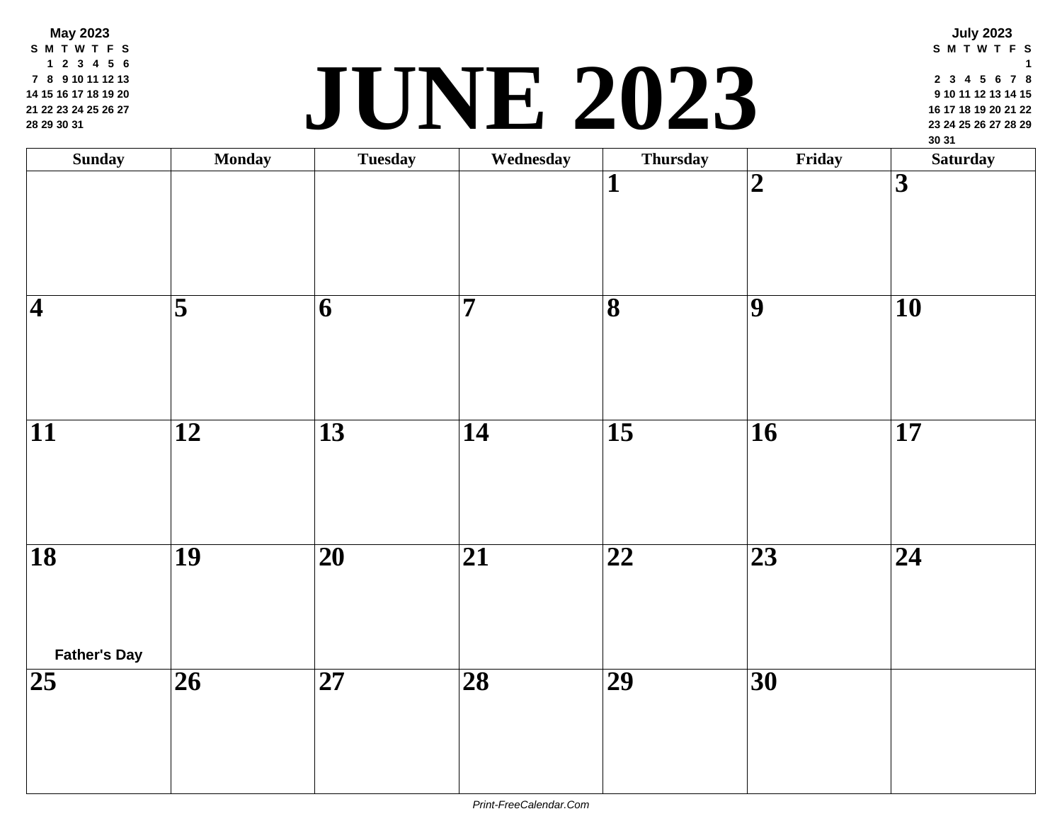# JUNE 2023

**May 2023**

| S | M | T | W | T | F | S |
|---|---|---|---|---|---|---|
| | 1 | 2 | 3 | 4 | 5 | 6 |
| 7 | 8 | 9 | 10 | 11 | 12 | 13 |
| 14 | 15 | 16 | 17 | 18 | 19 | 20 |
| 21 | 22 | 23 | 24 | 25 | 26 | 27 |
| 28 | 29 | 30 | 31 | | | |

**July 2023**

| S | M | T | W | T | F | S |
|---|---|---|---|---|---|---|
| | | | | | | 1 |
| 2 | 3 | 4 | 5 | 6 | 7 | 8 |
| 9 | 10 | 11 | 12 | 13 | 14 | 15 |
| 16 | 17 | 18 | 19 | 20 | 21 | 22 |
| 23 | 24 | 25 | 26 | 27 | 28 | 29 |
| 30 | 31 | | | | | |

| Sunday | Monday | Tuesday | Wednesday | Thursday | Friday | Saturday |
|---|---|---|---|---|---|---|
| | | | | 1 | 2 | 3 |
| 4 | 5 | 6 | 7 | 8 | 9 | 10 |
| 11 | 12 | 13 | 14 | 15 | 16 | 17 |
| 18 Father's Day | 19 | 20 | 21 | 22 | 23 | 24 |
| 25 | 26 | 27 | 28 | 29 | 30 | |

Print-FreeCalendar.Com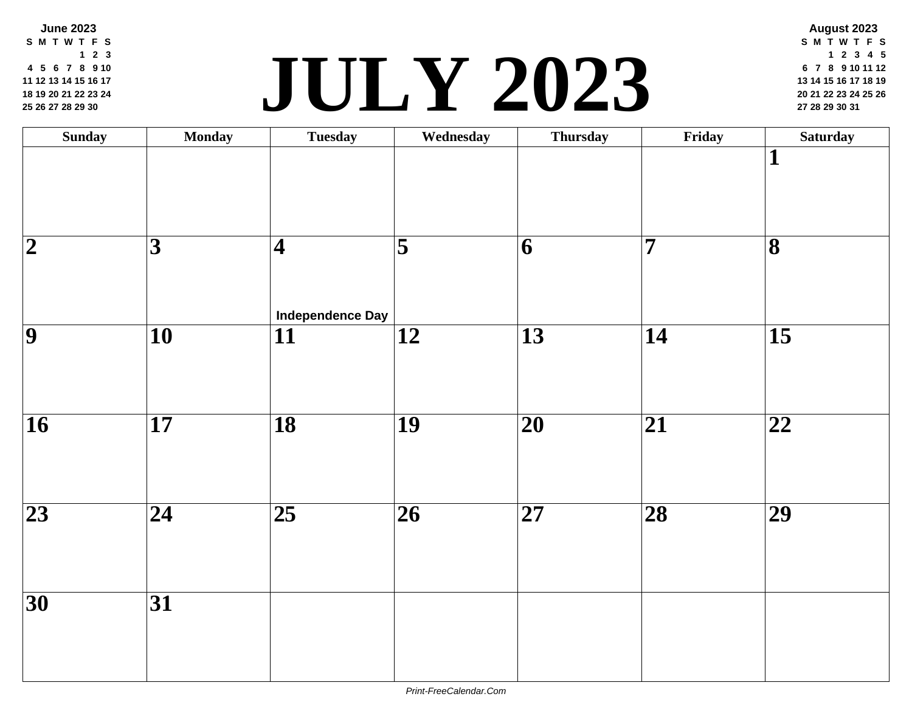# JULY 2023

**June 2023**

| S | M | T | W | T | F | S |
|---|---|---|---|---|---|---|
| | | | | 1 | 2 | 3 |
| 4 | 5 | 6 | 7 | 8 | 9 | 10 |
| 11 | 12 | 13 | 14 | 15 | 16 | 17 |
| 18 | 19 | 20 | 21 | 22 | 23 | 24 |
| 25 | 26 | 27 | 28 | 29 | 30 | |

**August 2023**

| S | M | T | W | T | F | S |
|---|---|---|---|---|---|---|
| | | 1 | 2 | 3 | 4 | 5 |
| 6 | 7 | 8 | 9 | 10 | 11 | 12 |
| 13 | 14 | 15 | 16 | 17 | 18 | 19 |
| 20 | 21 | 22 | 23 | 24 | 25 | 26 |
| 27 | 28 | 29 | 30 | 31 | | |

| Sunday | Monday | Tuesday | Wednesday | Thursday | Friday | Saturday |
|---|---|---|---|---|---|---|
| | | | | | | 1 |
| 2 | 3 | 4 Independence Day | 5 | 6 | 7 | 8 |
| 9 | 10 | 11 | 12 | 13 | 14 | 15 |
| 16 | 17 | 18 | 19 | 20 | 21 | 22 |
| 23 | 24 | 25 | 26 | 27 | 28 | 29 |
| 30 | 31 | | | | | |

*Print-FreeCalendar.Com*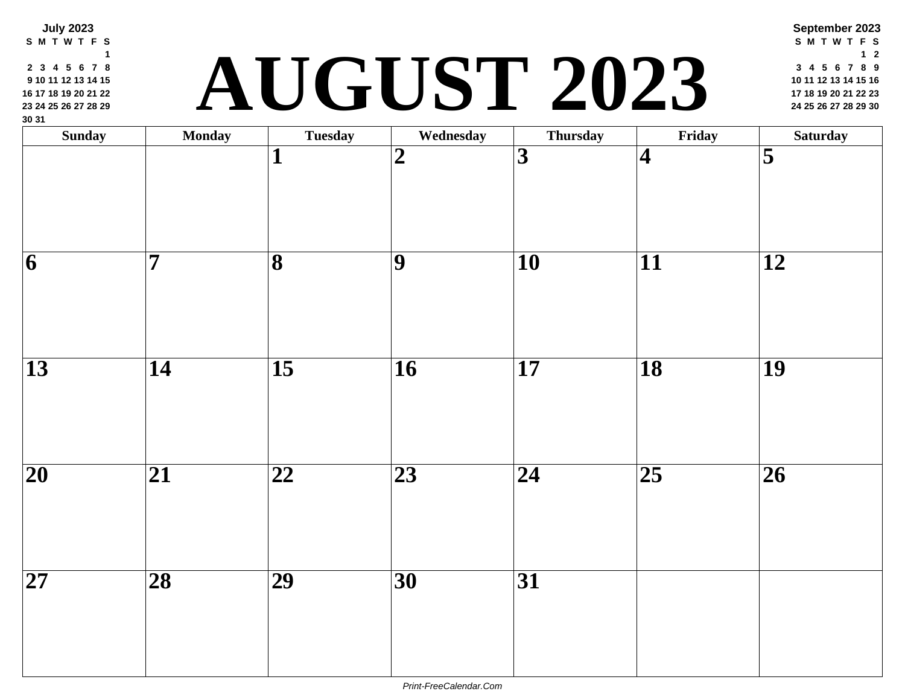# AUGUST 2023

**July 2023**

| S | M | T | W | T | F | S |
|---|---|---|---|---|---|---|
| | | | | | | 1 |
| 2 | 3 | 4 | 5 | 6 | 7 | 8 |
| 9 | 10 | 11 | 12 | 13 | 14 | 15 |
| 16 | 17 | 18 | 19 | 20 | 21 | 22 |
| 23 | 24 | 25 | 26 | 27 | 28 | 29 |
| 30 | 31 | | | | | |

**September 2023**

| S | M | T | W | T | F | S |
|---|---|---|---|---|---|---|
| | | | | | 1 | 2 |
| 3 | 4 | 5 | 6 | 7 | 8 | 9 |
| 10 | 11 | 12 | 13 | 14 | 15 | 16 |
| 17 | 18 | 19 | 20 | 21 | 22 | 23 |
| 24 | 25 | 26 | 27 | 28 | 29 | 30 |

| Sunday | Monday | Tuesday | Wednesday | Thursday | Friday | Saturday |
|---|---|---|---|---|---|---|
| | | 1 | 2 | 3 | 4 | 5 |
| 6 | 7 | 8 | 9 | 10 | 11 | 12 |
| 13 | 14 | 15 | 16 | 17 | 18 | 19 |
| 20 | 21 | 22 | 23 | 24 | 25 | 26 |
| 27 | 28 | 29 | 30 | 31 | | |

*Print-FreeCalendar.Com*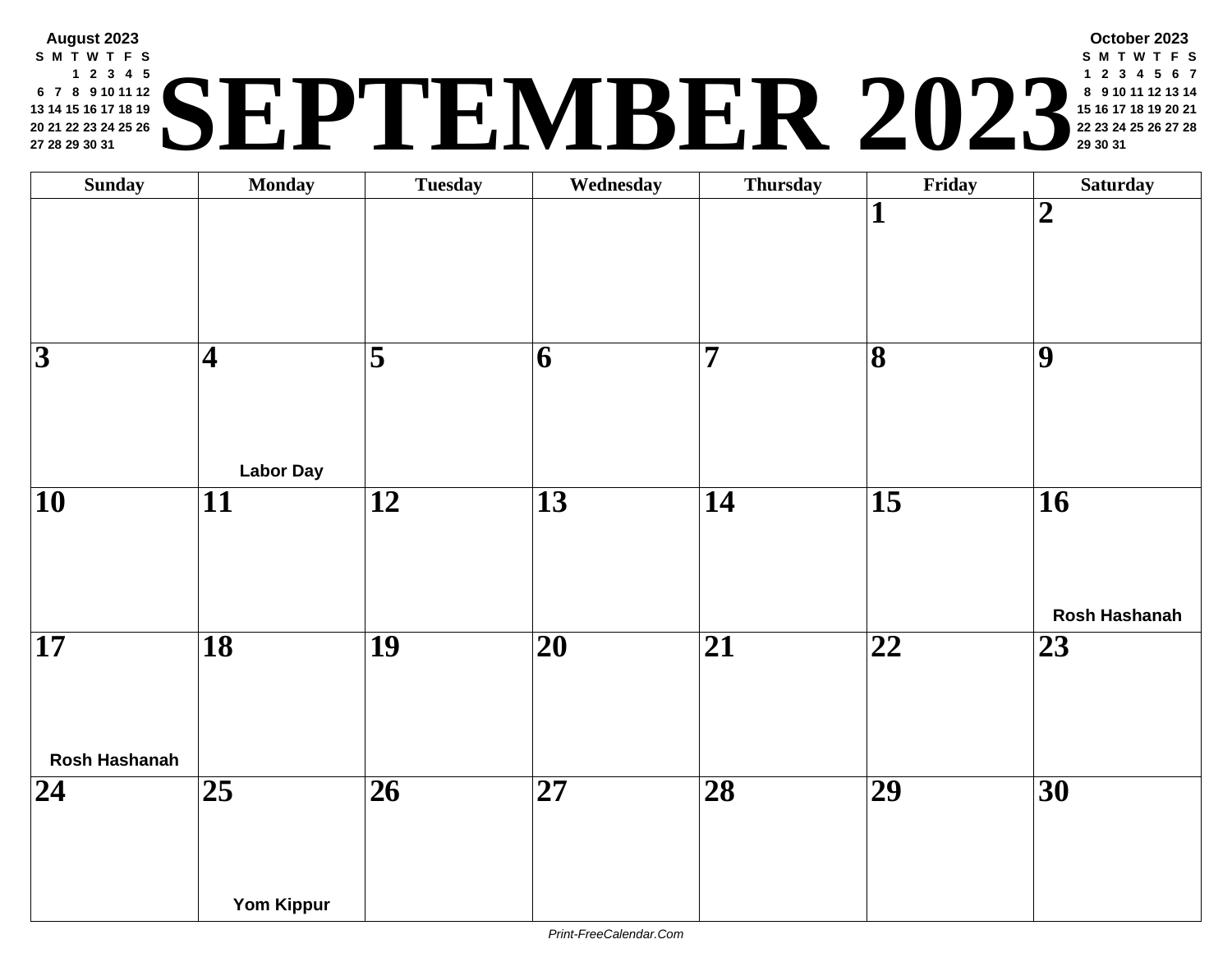# SEPTEMBER 2023

**August 2023**

| S | M | T | W | T | F | S |
|---|---|---|---|---|---|---|
| | | 1 | 2 | 3 | 4 | 5 |
| 6 | 7 | 8 | 9 | 10 | 11 | 12 |
| 13 | 14 | 15 | 16 | 17 | 18 | 19 |
| 20 | 21 | 22 | 23 | 24 | 25 | 26 |
| 27 | 28 | 29 | 30 | 31 | | |

**October 2023**

| S | M | T | W | T | F | S |
|---|---|---|---|---|---|---|
| 1 | 2 | 3 | 4 | 5 | 6 | 7 |
| 8 | 9 | 10 | 11 | 12 | 13 | 14 |
| 15 | 16 | 17 | 18 | 19 | 20 | 21 |
| 22 | 23 | 24 | 25 | 26 | 27 | 28 |
| 29 | 30 | 31 | | | | |

| Sunday | Monday | Tuesday | Wednesday | Thursday | Friday | Saturday |
|---|---|---|---|---|---|---|
| | | | | | 1 | 2 |
| 3 | 4 Labor Day | 5 | 6 | 7 | 8 | 9 |
| 10 | 11 | 12 | 13 | 14 | 15 | 16 Rosh Hashanah |
| 17 Rosh Hashanah | 18 | 19 | 20 | 21 | 22 | 23 |
| 24 | 25 Yom Kippur | 26 | 27 | 28 | 29 | 30 |

*Print-FreeCalendar.Com*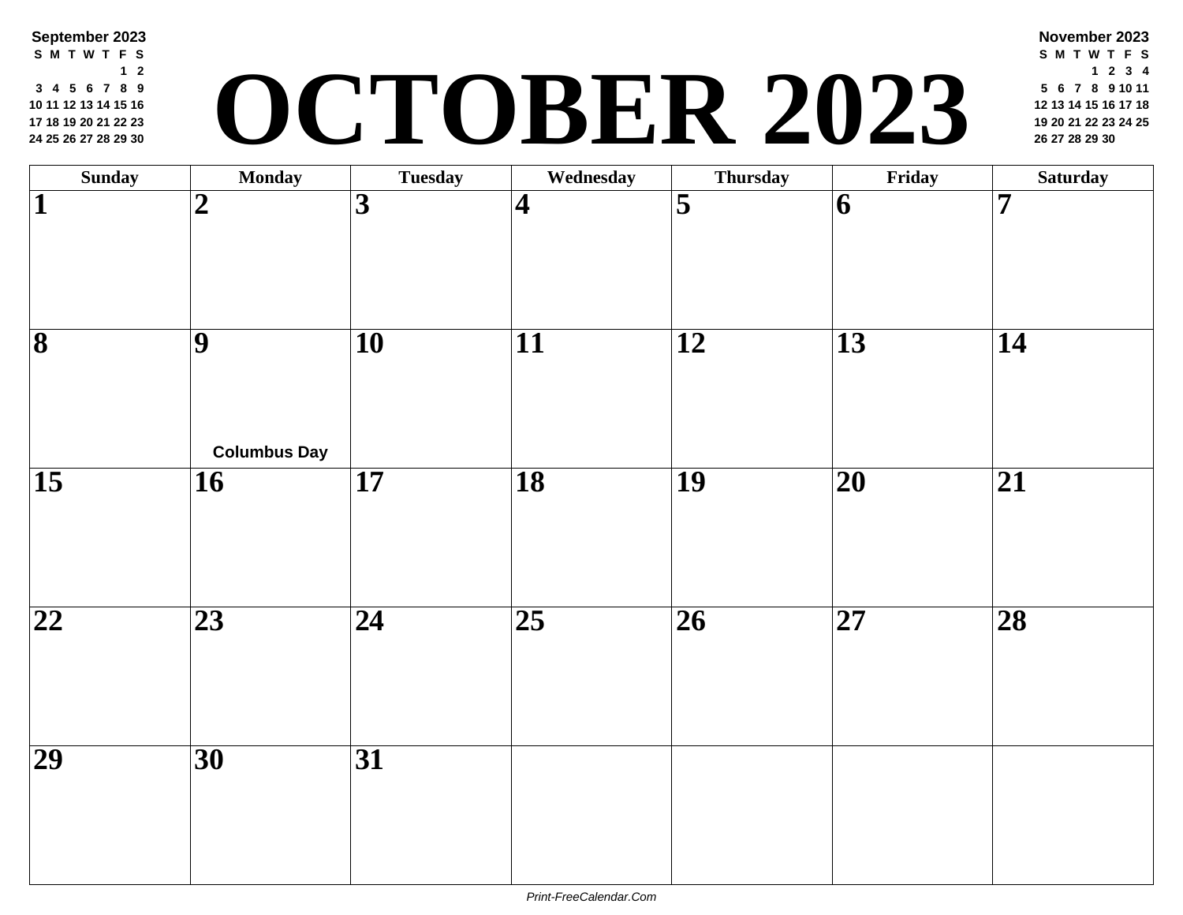**September 2023**

| S | M | T | W | T | F | S |
|---|---|---|---|---|---|---|
| | | | | | 1 | 2 |
| 3 | 4 | 5 | 6 | 7 | 8 | 9 |
| 10 | 11 | 12 | 13 | 14 | 15 | 16 |
| 17 | 18 | 19 | 20 | 21 | 22 | 23 |
| 24 | 25 | 26 | 27 | 28 | 29 | 30 |

# OCTOBER 2023

**November 2023**

| S | M | T | W | T | F | S |
|---|---|---|---|---|---|---|
| | | | 1 | 2 | 3 | 4 |
| 5 | 6 | 7 | 8 | 9 | 10 | 11 |
| 12 | 13 | 14 | 15 | 16 | 17 | 18 |
| 19 | 20 | 21 | 22 | 23 | 24 | 25 |
| 26 | 27 | 28 | 29 | 30 | | |

| Sunday | Monday | Tuesday | Wednesday | Thursday | Friday | Saturday |
|---|---|---|---|---|---|---|
| 1 | 2 | 3 | 4 | 5 | 6 | 7 |
| 8 | 9 Columbus Day | 10 | 11 | 12 | 13 | 14 |
| 15 | 16 | 17 | 18 | 19 | 20 | 21 |
| 22 | 23 | 24 | 25 | 26 | 27 | 28 |
| 29 | 30 | 31 | | | | |

*Print-FreeCalendar.Com*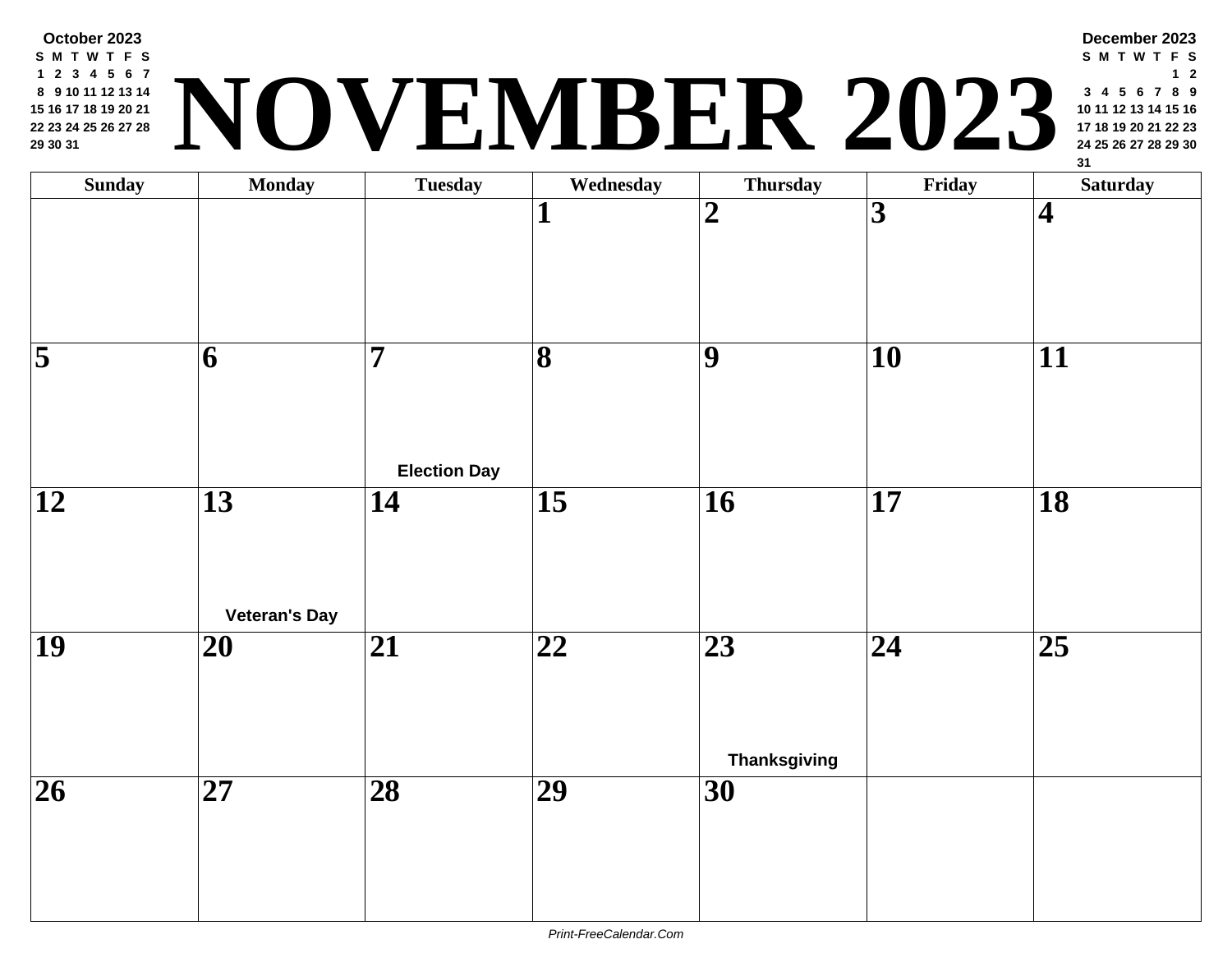# NOVEMBER 2023

**October 2023**

| S | M | T | W | T | F | S |
|---|---|---|---|---|---|---|
| 1 | 2 | 3 | 4 | 5 | 6 | 7 |
| 8 | 9 | 10 | 11 | 12 | 13 | 14 |
| 15 | 16 | 17 | 18 | 19 | 20 | 21 |
| 22 | 23 | 24 | 25 | 26 | 27 | 28 |
| 29 | 30 | 31 | | | | |

**December 2023**

| S | M | T | W | T | F | S |
|---|---|---|---|---|---|---|
| | | | | | 1 | 2 |
| 3 | 4 | 5 | 6 | 7 | 8 | 9 |
| 10 | 11 | 12 | 13 | 14 | 15 | 16 |
| 17 | 18 | 19 | 20 | 21 | 22 | 23 |
| 24 | 25 | 26 | 27 | 28 | 29 | 30 |
| 31 | | | | | | |

| Sunday | Monday | Tuesday | Wednesday | Thursday | Friday | Saturday |
|---|---|---|---|---|---|---|
| | | | 1 | 2 | 3 | 4 |
| 5 | 6 | 7 Election Day | 8 | 9 | 10 | 11 |
| 12 | 13 Veteran's Day | 14 | 15 | 16 | 17 | 18 |
| 19 | 20 | 21 | 22 | 23 Thanksgiving | 24 | 25 |
| 26 | 27 | 28 | 29 | 30 | | |

Print-FreeCalendar.Com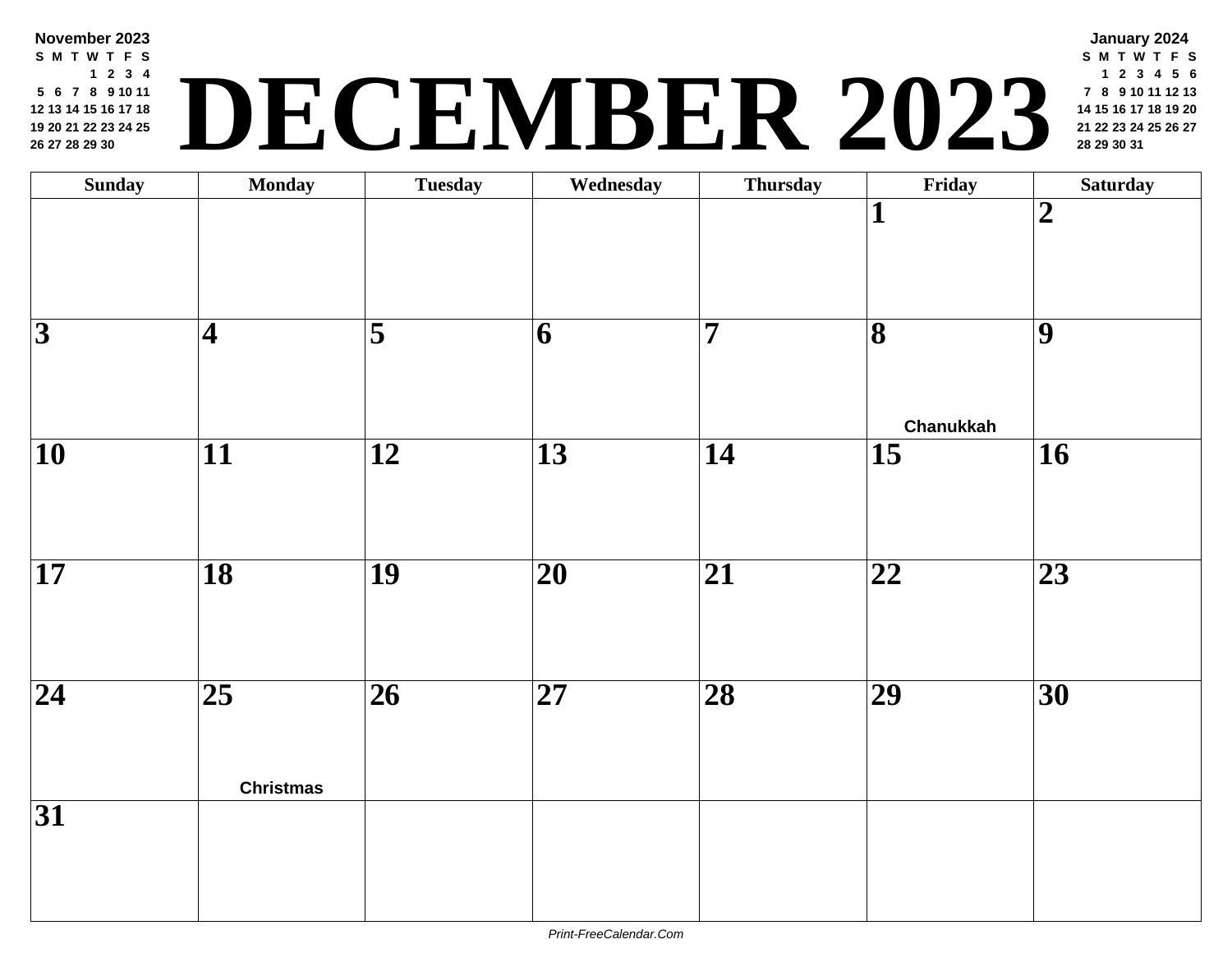November 2023

| S | M | T | W | T | F | S |
|---|---|---|---|---|---|---|
| | | | 1 | 2 | 3 | 4 |
| 5 | 6 | 7 | 8 | 9 | 10 | 11 |
| 12 | 13 | 14 | 15 | 16 | 17 | 18 |
| 19 | 20 | 21 | 22 | 23 | 24 | 25 |
| 26 | 27 | 28 | 29 | 30 | | |

# DECEMBER 2023

January 2024

| S | M | T | W | T | F | S |
|---|---|---|---|---|---|---|
| | 1 | 2 | 3 | 4 | 5 | 6 |
| 7 | 8 | 9 | 10 | 11 | 12 | 13 |
| 14 | 15 | 16 | 17 | 18 | 19 | 20 |
| 21 | 22 | 23 | 24 | 25 | 26 | 27 |
| 28 | 29 | 30 | 31 | | | |

| Sunday | Monday | Tuesday | Wednesday | Thursday | Friday | Saturday |
|---|---|---|---|---|---|---|
| | | | | | 1 | 2 |
| 3 | 4 | 5 | 6 | 7 | 8 Chanukkah | 9 |
| 10 | 11 | 12 | 13 | 14 | 15 | 16 |
| 17 | 18 | 19 | 20 | 21 | 22 | 23 |
| 24 | 25 Christmas | 26 | 27 | 28 | 29 | 30 |
| 31 | | | | | | |

Print-FreeCalendar.Com